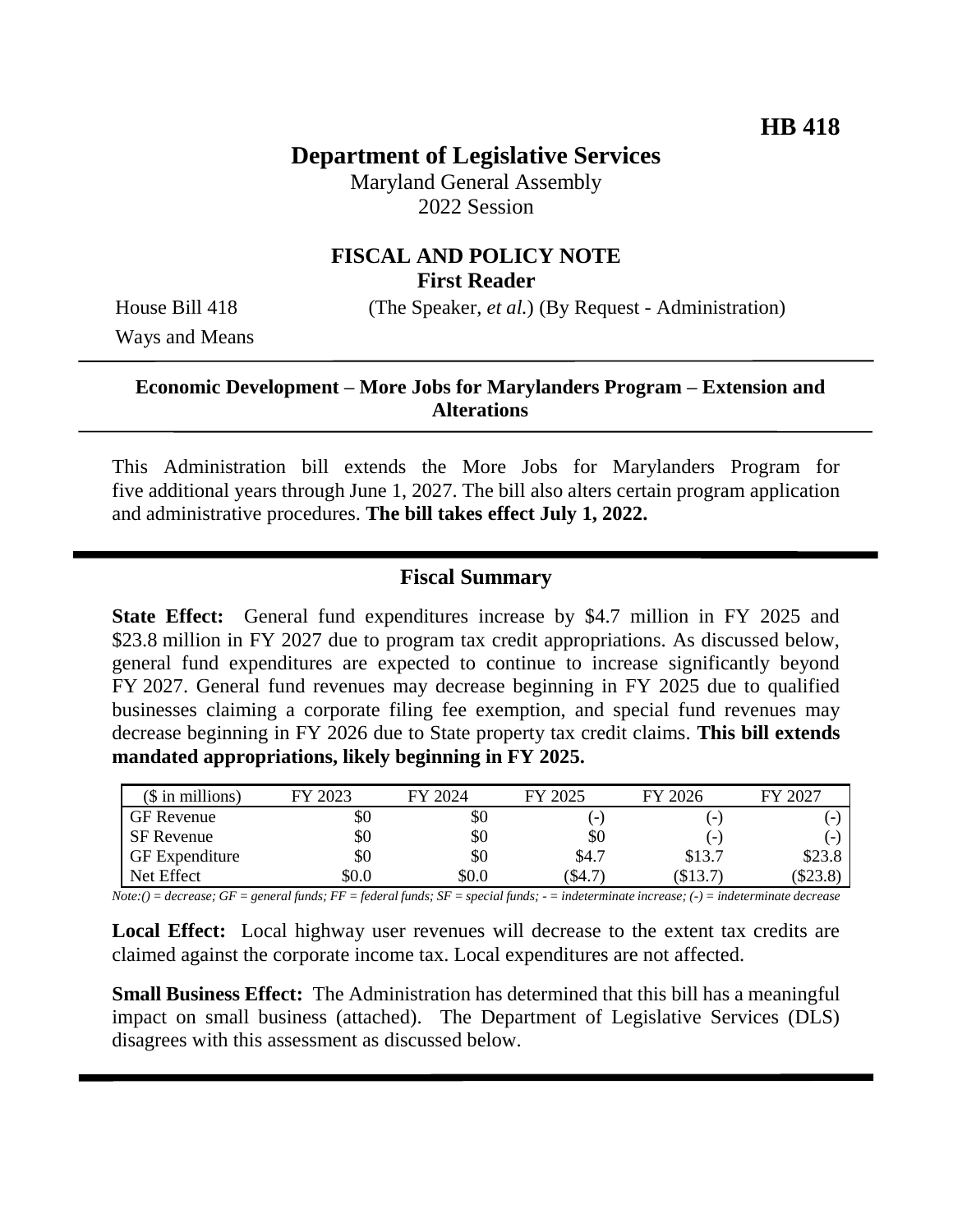**HB 418**

# Department of Legislative Services

Maryland General Assembly
2022 Session

## FISCAL AND POLICY NOTE
**First Reader**

House Bill 418 (The Speaker, *et al.*) (By Request - Administration)
Ways and Means

---

### Economic Development – More Jobs for Marylanders Program – Extension and Alterations

---

This Administration bill extends the More Jobs for Marylanders Program for five additional years through June 1, 2027. The bill also alters certain program application and administrative procedures. **The bill takes effect July 1, 2022.**

---

## Fiscal Summary

**State Effect:** General fund expenditures increase by $4.7 million in FY 2025 and $23.8 million in FY 2027 due to program tax credit appropriations. As discussed below, general fund expenditures are expected to continue to increase significantly beyond FY 2027. General fund revenues may decrease beginning in FY 2025 due to qualified businesses claiming a corporate filing fee exemption, and special fund revenues may decrease beginning in FY 2026 due to State property tax credit claims. **This bill extends mandated appropriations, likely beginning in FY 2025.**

| ($ in millions) | FY 2023 | FY 2024 | FY 2025 | FY 2026 | FY 2027 |
|---|---|---|---|---|---|
| GF Revenue | $0 | $0 | (-) | (-) | (-) |
| SF Revenue | $0 | $0 | $0 | (-) | (-) |
| GF Expenditure | $0 | $0 | $4.7 | $13.7 | $23.8 |
| Net Effect | $0.0 | $0.0 | ($4.7) | ($13.7) | ($23.8) |

*Note:() = decrease; GF = general funds; FF = federal funds; SF = special funds; - = indeterminate increase; (-) = indeterminate decrease*

**Local Effect:** Local highway user revenues will decrease to the extent tax credits are claimed against the corporate income tax. Local expenditures are not affected.

**Small Business Effect:** The Administration has determined that this bill has a meaningful impact on small business (attached). The Department of Legislative Services (DLS) disagrees with this assessment as discussed below.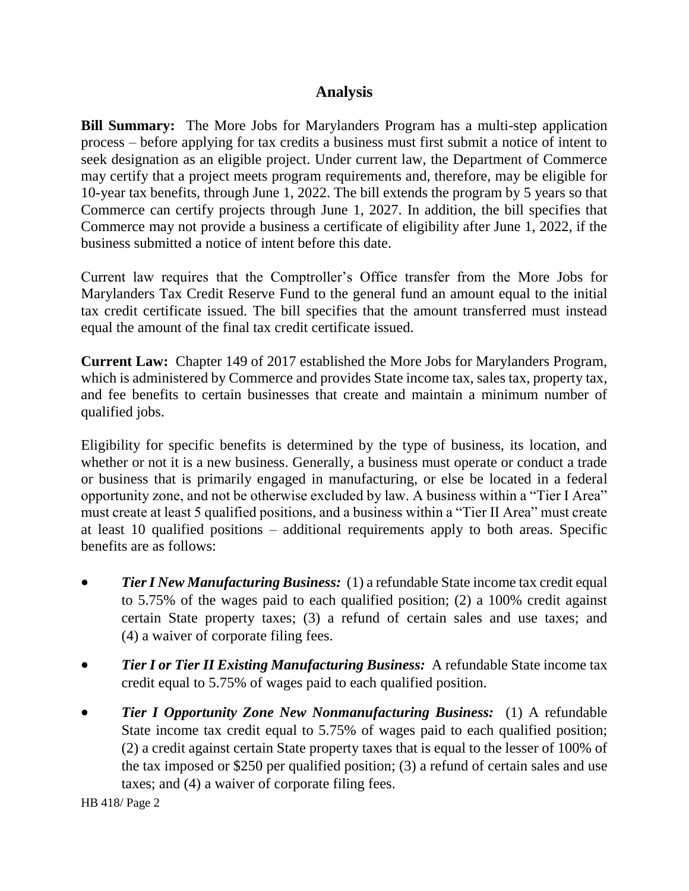## Analysis

**Bill Summary:** The More Jobs for Marylanders Program has a multi-step application process – before applying for tax credits a business must first submit a notice of intent to seek designation as an eligible project. Under current law, the Department of Commerce may certify that a project meets program requirements and, therefore, may be eligible for 10-year tax benefits, through June 1, 2022. The bill extends the program by 5 years so that Commerce can certify projects through June 1, 2027. In addition, the bill specifies that Commerce may not provide a business a certificate of eligibility after June 1, 2022, if the business submitted a notice of intent before this date.

Current law requires that the Comptroller's Office transfer from the More Jobs for Marylanders Tax Credit Reserve Fund to the general fund an amount equal to the initial tax credit certificate issued. The bill specifies that the amount transferred must instead equal the amount of the final tax credit certificate issued.

**Current Law:** Chapter 149 of 2017 established the More Jobs for Marylanders Program, which is administered by Commerce and provides State income tax, sales tax, property tax, and fee benefits to certain businesses that create and maintain a minimum number of qualified jobs.

Eligibility for specific benefits is determined by the type of business, its location, and whether or not it is a new business. Generally, a business must operate or conduct a trade or business that is primarily engaged in manufacturing, or else be located in a federal opportunity zone, and not be otherwise excluded by law. A business within a "Tier I Area" must create at least 5 qualified positions, and a business within a "Tier II Area" must create at least 10 qualified positions – additional requirements apply to both areas. Specific benefits are as follows:

- ***Tier I New Manufacturing Business:*** (1) a refundable State income tax credit equal to 5.75% of the wages paid to each qualified position; (2) a 100% credit against certain State property taxes; (3) a refund of certain sales and use taxes; and (4) a waiver of corporate filing fees.
- ***Tier I or Tier II Existing Manufacturing Business:*** A refundable State income tax credit equal to 5.75% of wages paid to each qualified position.
- ***Tier I Opportunity Zone New Nonmanufacturing Business:*** (1) A refundable State income tax credit equal to 5.75% of wages paid to each qualified position; (2) a credit against certain State property taxes that is equal to the lesser of 100% of the tax imposed or $250 per qualified position; (3) a refund of certain sales and use taxes; and (4) a waiver of corporate filing fees.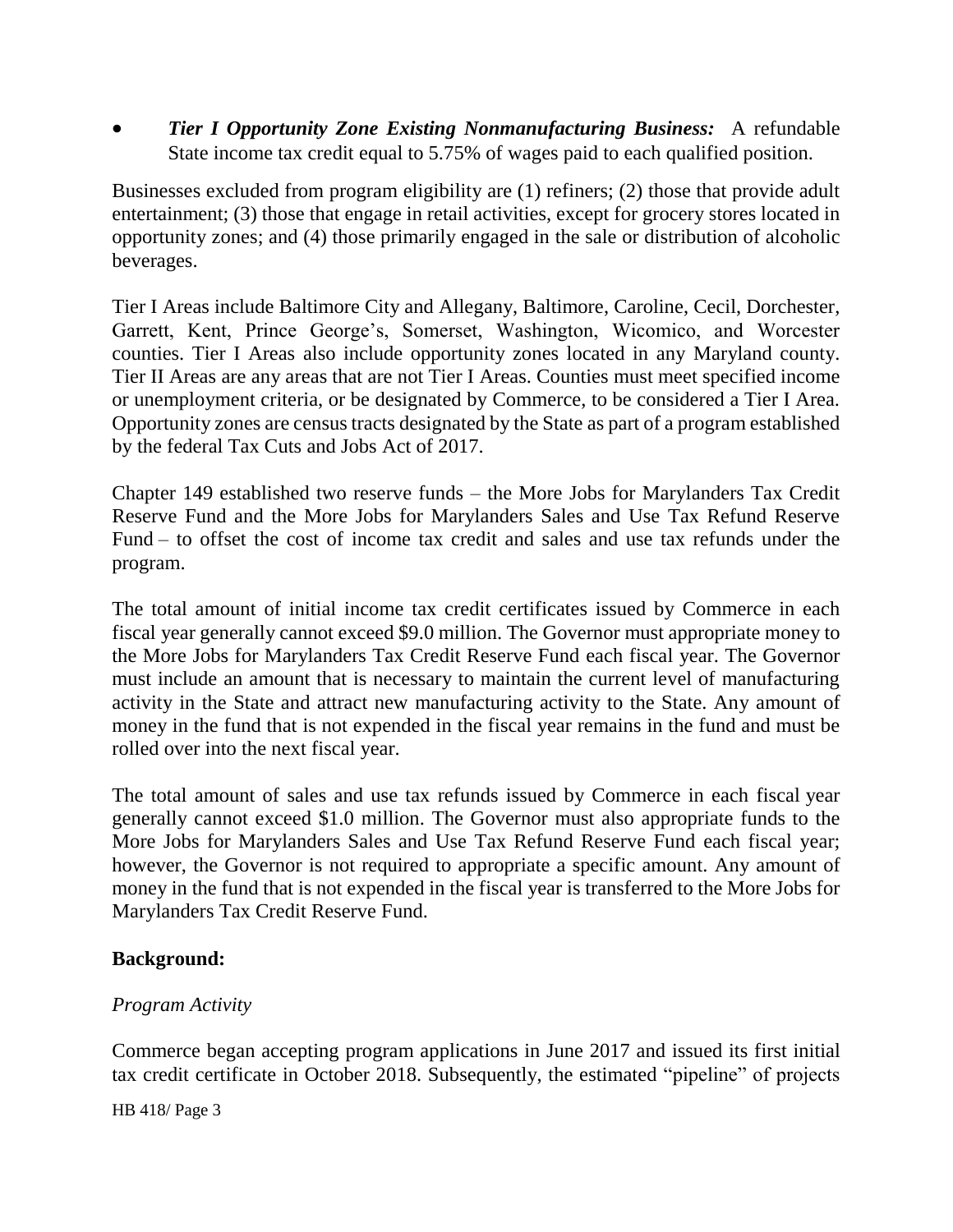- ***Tier I Opportunity Zone Existing Nonmanufacturing Business:*** A refundable State income tax credit equal to 5.75% of wages paid to each qualified position.

Businesses excluded from program eligibility are (1) refiners; (2) those that provide adult entertainment; (3) those that engage in retail activities, except for grocery stores located in opportunity zones; and (4) those primarily engaged in the sale or distribution of alcoholic beverages.

Tier I Areas include Baltimore City and Allegany, Baltimore, Caroline, Cecil, Dorchester, Garrett, Kent, Prince George's, Somerset, Washington, Wicomico, and Worcester counties. Tier I Areas also include opportunity zones located in any Maryland county. Tier II Areas are any areas that are not Tier I Areas. Counties must meet specified income or unemployment criteria, or be designated by Commerce, to be considered a Tier I Area. Opportunity zones are census tracts designated by the State as part of a program established by the federal Tax Cuts and Jobs Act of 2017.

Chapter 149 established two reserve funds – the More Jobs for Marylanders Tax Credit Reserve Fund and the More Jobs for Marylanders Sales and Use Tax Refund Reserve Fund – to offset the cost of income tax credit and sales and use tax refunds under the program.

The total amount of initial income tax credit certificates issued by Commerce in each fiscal year generally cannot exceed $9.0 million. The Governor must appropriate money to the More Jobs for Marylanders Tax Credit Reserve Fund each fiscal year. The Governor must include an amount that is necessary to maintain the current level of manufacturing activity in the State and attract new manufacturing activity to the State. Any amount of money in the fund that is not expended in the fiscal year remains in the fund and must be rolled over into the next fiscal year.

The total amount of sales and use tax refunds issued by Commerce in each fiscal year generally cannot exceed $1.0 million. The Governor must also appropriate funds to the More Jobs for Marylanders Sales and Use Tax Refund Reserve Fund each fiscal year; however, the Governor is not required to appropriate a specific amount. Any amount of money in the fund that is not expended in the fiscal year is transferred to the More Jobs for Marylanders Tax Credit Reserve Fund.

**Background:**

*Program Activity*

Commerce began accepting program applications in June 2017 and issued its first initial tax credit certificate in October 2018. Subsequently, the estimated "pipeline" of projects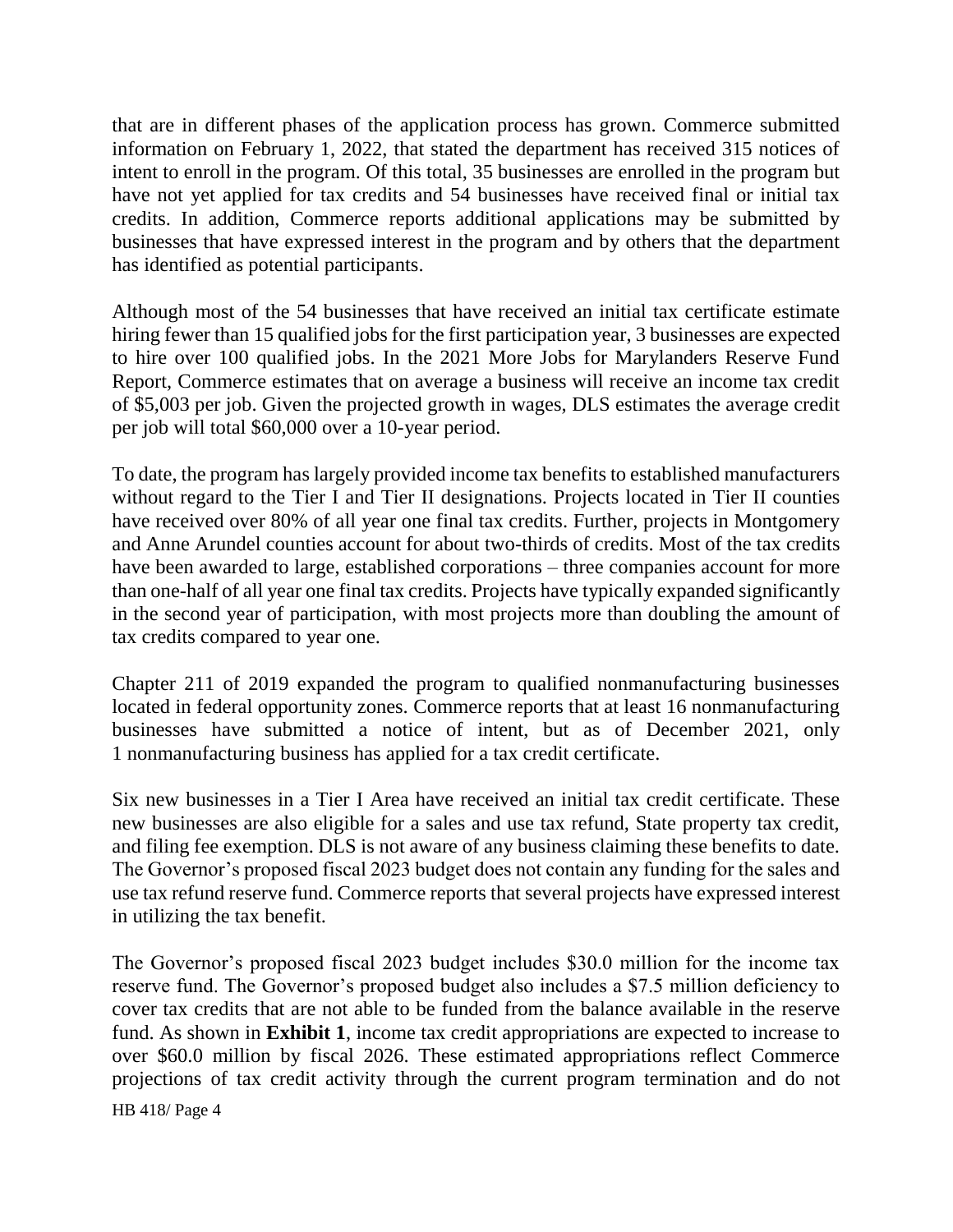that are in different phases of the application process has grown. Commerce submitted information on February 1, 2022, that stated the department has received 315 notices of intent to enroll in the program. Of this total, 35 businesses are enrolled in the program but have not yet applied for tax credits and 54 businesses have received final or initial tax credits. In addition, Commerce reports additional applications may be submitted by businesses that have expressed interest in the program and by others that the department has identified as potential participants.

Although most of the 54 businesses that have received an initial tax certificate estimate hiring fewer than 15 qualified jobs for the first participation year, 3 businesses are expected to hire over 100 qualified jobs. In the 2021 More Jobs for Marylanders Reserve Fund Report, Commerce estimates that on average a business will receive an income tax credit of $5,003 per job. Given the projected growth in wages, DLS estimates the average credit per job will total $60,000 over a 10-year period.

To date, the program has largely provided income tax benefits to established manufacturers without regard to the Tier I and Tier II designations. Projects located in Tier II counties have received over 80% of all year one final tax credits. Further, projects in Montgomery and Anne Arundel counties account for about two-thirds of credits. Most of the tax credits have been awarded to large, established corporations – three companies account for more than one-half of all year one final tax credits. Projects have typically expanded significantly in the second year of participation, with most projects more than doubling the amount of tax credits compared to year one.

Chapter 211 of 2019 expanded the program to qualified nonmanufacturing businesses located in federal opportunity zones. Commerce reports that at least 16 nonmanufacturing businesses have submitted a notice of intent, but as of December 2021, only 1 nonmanufacturing business has applied for a tax credit certificate.

Six new businesses in a Tier I Area have received an initial tax credit certificate. These new businesses are also eligible for a sales and use tax refund, State property tax credit, and filing fee exemption. DLS is not aware of any business claiming these benefits to date. The Governor's proposed fiscal 2023 budget does not contain any funding for the sales and use tax refund reserve fund. Commerce reports that several projects have expressed interest in utilizing the tax benefit.

The Governor's proposed fiscal 2023 budget includes $30.0 million for the income tax reserve fund. The Governor's proposed budget also includes a $7.5 million deficiency to cover tax credits that are not able to be funded from the balance available in the reserve fund. As shown in **Exhibit 1**, income tax credit appropriations are expected to increase to over $60.0 million by fiscal 2026. These estimated appropriations reflect Commerce projections of tax credit activity through the current program termination and do not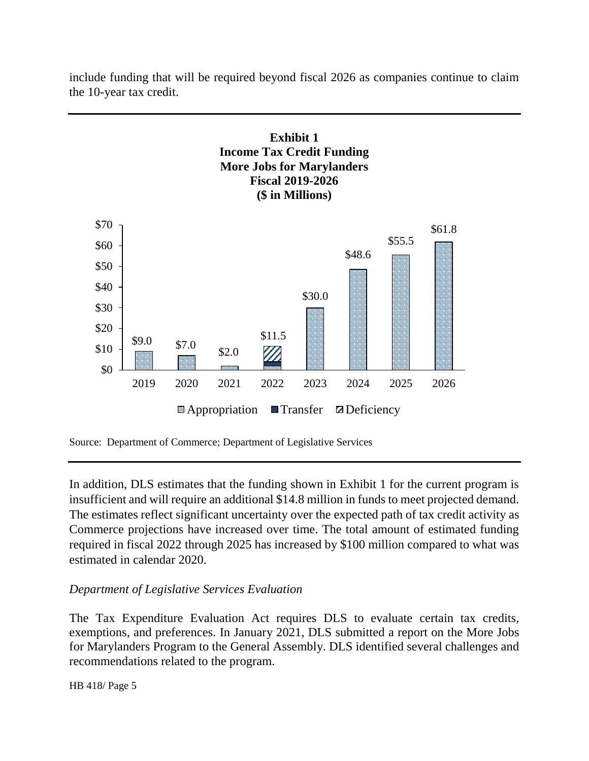include funding that will be required beyond fiscal 2026 as companies continue to claim the 10-year tax credit.

**Exhibit 1**
**Income Tax Credit Funding**
**More Jobs for Marylanders**
**Fiscal 2019-2026**
**($ in Millions)**

| Fiscal Year | Funding |
|---|---|
| 2019 | $9.0 |
| 2020 | $7.0 |
| 2021 | $2.0 |
| 2022 | $11.5 |
| 2023 | $30.0 |
| 2024 | $48.6 |
| 2025 | $55.5 |
| 2026 | $61.8 |

Appropriation / Transfer / Deficiency

Source: Department of Commerce; Department of Legislative Services

In addition, DLS estimates that the funding shown in Exhibit 1 for the current program is insufficient and will require an additional $14.8 million in funds to meet projected demand. The estimates reflect significant uncertainty over the expected path of tax credit activity as Commerce projections have increased over time. The total amount of estimated funding required in fiscal 2022 through 2025 has increased by $100 million compared to what was estimated in calendar 2020.

*Department of Legislative Services Evaluation*

The Tax Expenditure Evaluation Act requires DLS to evaluate certain tax credits, exemptions, and preferences. In January 2021, DLS submitted a report on the More Jobs for Marylanders Program to the General Assembly. DLS identified several challenges and recommendations related to the program.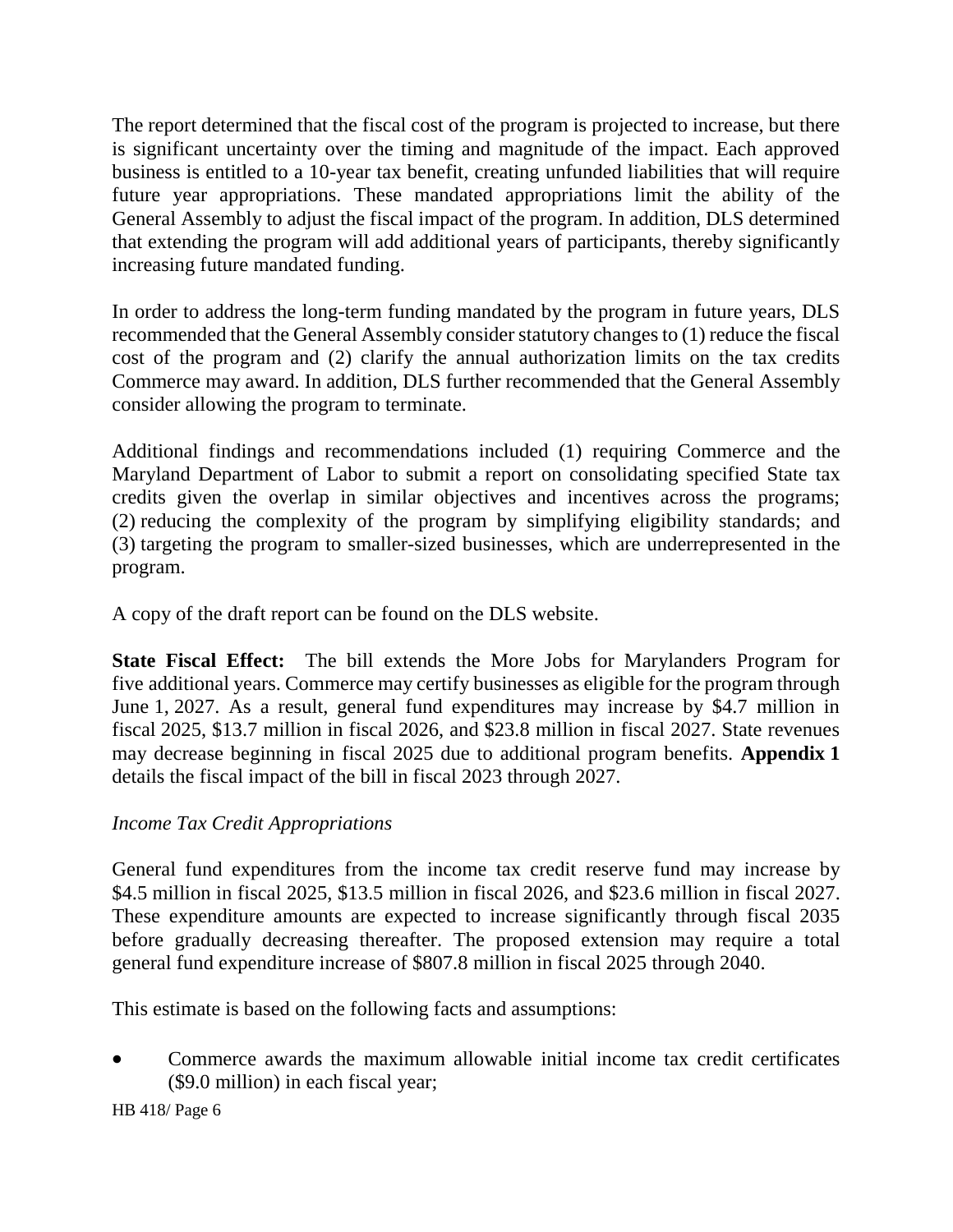The report determined that the fiscal cost of the program is projected to increase, but there is significant uncertainty over the timing and magnitude of the impact. Each approved business is entitled to a 10-year tax benefit, creating unfunded liabilities that will require future year appropriations. These mandated appropriations limit the ability of the General Assembly to adjust the fiscal impact of the program. In addition, DLS determined that extending the program will add additional years of participants, thereby significantly increasing future mandated funding.

In order to address the long-term funding mandated by the program in future years, DLS recommended that the General Assembly consider statutory changes to (1) reduce the fiscal cost of the program and (2) clarify the annual authorization limits on the tax credits Commerce may award. In addition, DLS further recommended that the General Assembly consider allowing the program to terminate.

Additional findings and recommendations included (1) requiring Commerce and the Maryland Department of Labor to submit a report on consolidating specified State tax credits given the overlap in similar objectives and incentives across the programs; (2) reducing the complexity of the program by simplifying eligibility standards; and (3) targeting the program to smaller-sized businesses, which are underrepresented in the program.

A copy of the draft report can be found on the DLS website.

**State Fiscal Effect:** The bill extends the More Jobs for Marylanders Program for five additional years. Commerce may certify businesses as eligible for the program through June 1, 2027. As a result, general fund expenditures may increase by $4.7 million in fiscal 2025, $13.7 million in fiscal 2026, and $23.8 million in fiscal 2027. State revenues may decrease beginning in fiscal 2025 due to additional program benefits. **Appendix 1** details the fiscal impact of the bill in fiscal 2023 through 2027.

*Income Tax Credit Appropriations*

General fund expenditures from the income tax credit reserve fund may increase by $4.5 million in fiscal 2025, $13.5 million in fiscal 2026, and $23.6 million in fiscal 2027. These expenditure amounts are expected to increase significantly through fiscal 2035 before gradually decreasing thereafter. The proposed extension may require a total general fund expenditure increase of $807.8 million in fiscal 2025 through 2040.

This estimate is based on the following facts and assumptions:

- Commerce awards the maximum allowable initial income tax credit certificates ($9.0 million) in each fiscal year;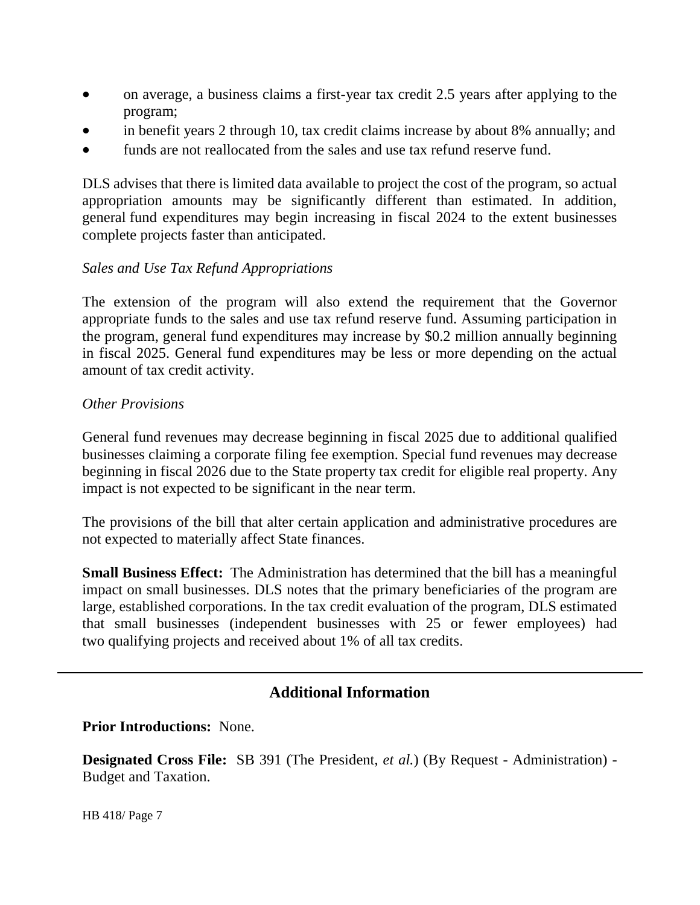- on average, a business claims a first-year tax credit 2.5 years after applying to the program;
- in benefit years 2 through 10, tax credit claims increase by about 8% annually; and
- funds are not reallocated from the sales and use tax refund reserve fund.

DLS advises that there is limited data available to project the cost of the program, so actual appropriation amounts may be significantly different than estimated. In addition, general fund expenditures may begin increasing in fiscal 2024 to the extent businesses complete projects faster than anticipated.

*Sales and Use Tax Refund Appropriations*

The extension of the program will also extend the requirement that the Governor appropriate funds to the sales and use tax refund reserve fund. Assuming participation in the program, general fund expenditures may increase by $0.2 million annually beginning in fiscal 2025. General fund expenditures may be less or more depending on the actual amount of tax credit activity.

*Other Provisions*

General fund revenues may decrease beginning in fiscal 2025 due to additional qualified businesses claiming a corporate filing fee exemption. Special fund revenues may decrease beginning in fiscal 2026 due to the State property tax credit for eligible real property. Any impact is not expected to be significant in the near term.

The provisions of the bill that alter certain application and administrative procedures are not expected to materially affect State finances.

**Small Business Effect:** The Administration has determined that the bill has a meaningful impact on small businesses. DLS notes that the primary beneficiaries of the program are large, established corporations. In the tax credit evaluation of the program, DLS estimated that small businesses (independent businesses with 25 or fewer employees) had two qualifying projects and received about 1% of all tax credits.

---

## Additional Information

**Prior Introductions:** None.

**Designated Cross File:** SB 391 (The President, *et al.*) (By Request - Administration) - Budget and Taxation.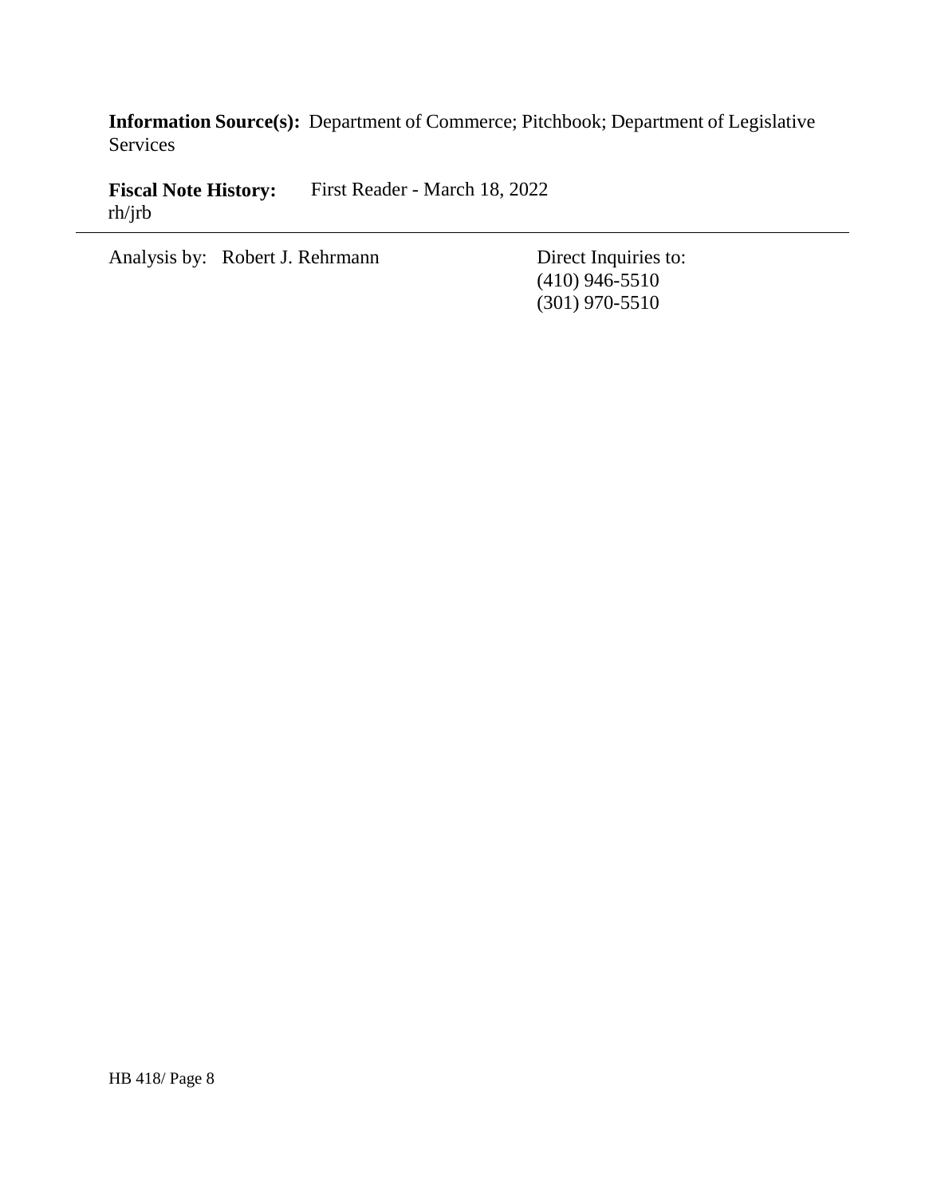**Information Source(s):** Department of Commerce; Pitchbook; Department of Legislative Services

**Fiscal Note History:** First Reader - March 18, 2022
rh/jrb

---

Analysis by: Robert J. Rehrmann

Direct Inquiries to:
(410) 946-5510
(301) 970-5510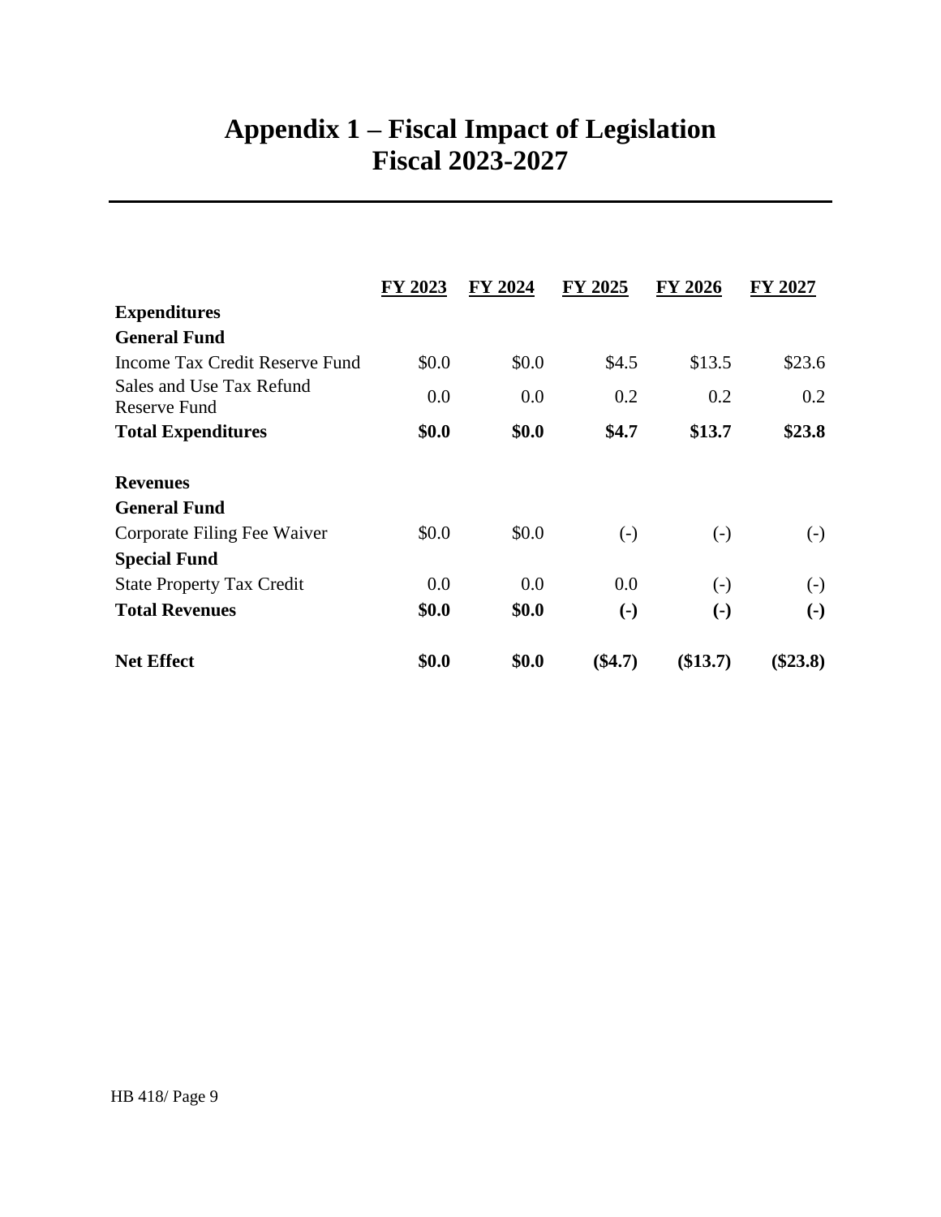# Appendix 1 – Fiscal Impact of Legislation
# Fiscal 2023-2027

| | FY 2023 | FY 2024 | FY 2025 | FY 2026 | FY 2027 |
|---|---|---|---|---|---|
| **Expenditures** | | | | | |
| **General Fund** | | | | | |
| Income Tax Credit Reserve Fund | $0.0 | $0.0 | $4.5 | $13.5 | $23.6 |
| Sales and Use Tax Refund Reserve Fund | 0.0 | 0.0 | 0.2 | 0.2 | 0.2 |
| **Total Expenditures** | **$0.0** | **$0.0** | **$4.7** | **$13.7** | **$23.8** |
| | | | | | |
| **Revenues** | | | | | |
| **General Fund** | | | | | |
| Corporate Filing Fee Waiver | $0.0 | $0.0 | (-) | (-) | (-) |
| **Special Fund** | | | | | |
| State Property Tax Credit | 0.0 | 0.0 | 0.0 | (-) | (-) |
| **Total Revenues** | **$0.0** | **$0.0** | **(-)** | **(-)** | **(-)** |
| | | | | | |
| **Net Effect** | **$0.0** | **$0.0** | **($4.7)** | **($13.7)** | **($23.8)** |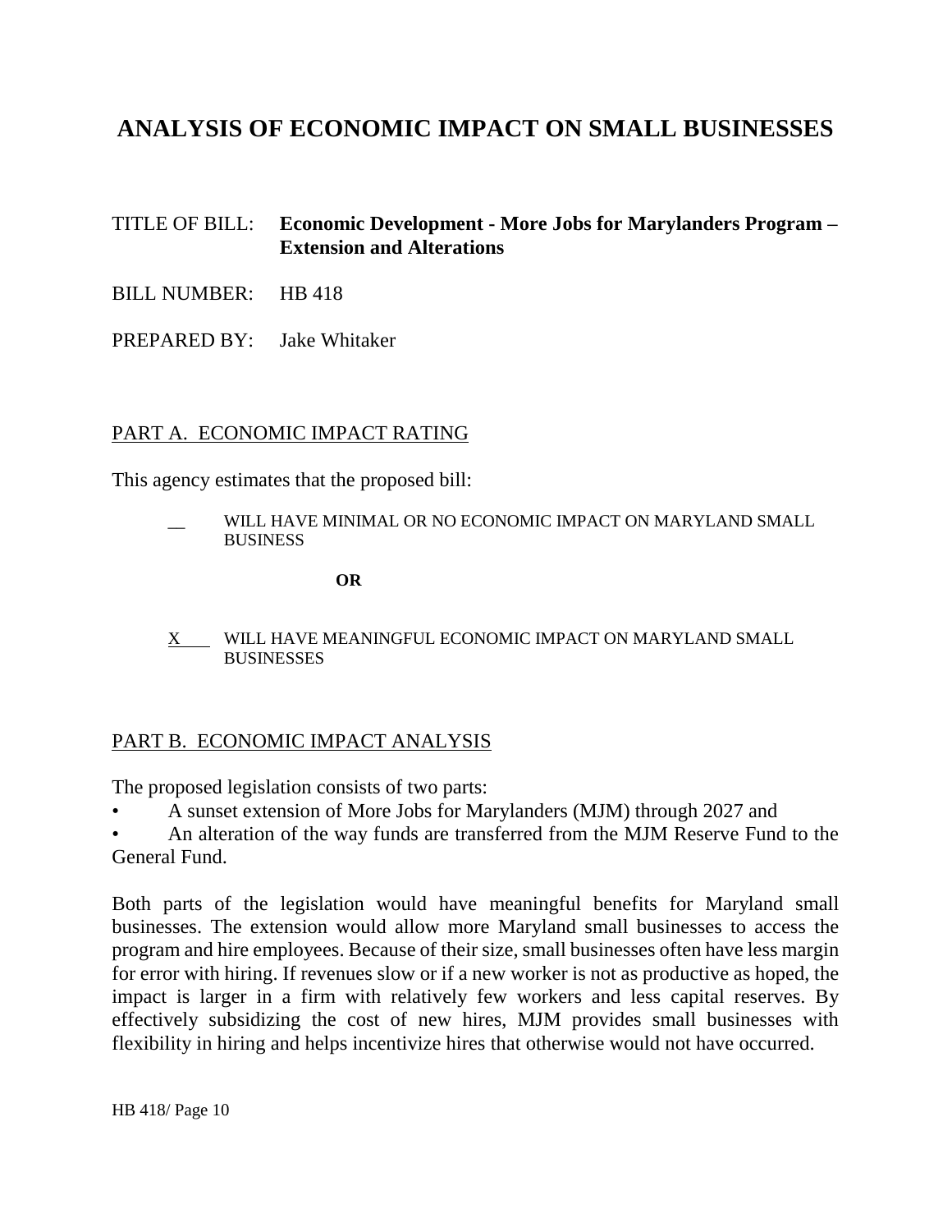# ANALYSIS OF ECONOMIC IMPACT ON SMALL BUSINESSES

TITLE OF BILL: **Economic Development - More Jobs for Marylanders Program – Extension and Alterations**

BILL NUMBER: HB 418

PREPARED BY: Jake Whitaker

## PART A. ECONOMIC IMPACT RATING

This agency estimates that the proposed bill:

__ WILL HAVE MINIMAL OR NO ECONOMIC IMPACT ON MARYLAND SMALL BUSINESS

**OR**

X WILL HAVE MEANINGFUL ECONOMIC IMPACT ON MARYLAND SMALL BUSINESSES

## PART B. ECONOMIC IMPACT ANALYSIS

The proposed legislation consists of two parts:

- A sunset extension of More Jobs for Marylanders (MJM) through 2027 and
- An alteration of the way funds are transferred from the MJM Reserve Fund to the General Fund.

Both parts of the legislation would have meaningful benefits for Maryland small businesses. The extension would allow more Maryland small businesses to access the program and hire employees. Because of their size, small businesses often have less margin for error with hiring. If revenues slow or if a new worker is not as productive as hoped, the impact is larger in a firm with relatively few workers and less capital reserves. By effectively subsidizing the cost of new hires, MJM provides small businesses with flexibility in hiring and helps incentivize hires that otherwise would not have occurred.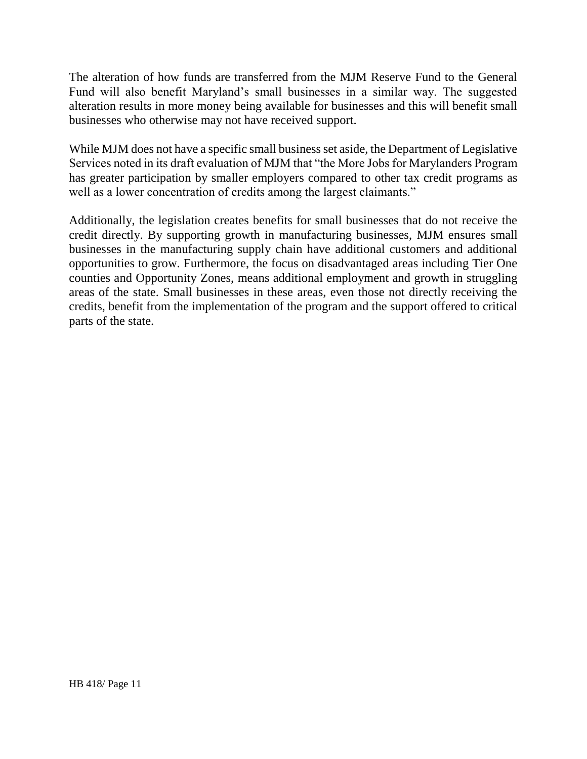The alteration of how funds are transferred from the MJM Reserve Fund to the General Fund will also benefit Maryland's small businesses in a similar way. The suggested alteration results in more money being available for businesses and this will benefit small businesses who otherwise may not have received support.

While MJM does not have a specific small business set aside, the Department of Legislative Services noted in its draft evaluation of MJM that "the More Jobs for Marylanders Program has greater participation by smaller employers compared to other tax credit programs as well as a lower concentration of credits among the largest claimants."

Additionally, the legislation creates benefits for small businesses that do not receive the credit directly. By supporting growth in manufacturing businesses, MJM ensures small businesses in the manufacturing supply chain have additional customers and additional opportunities to grow. Furthermore, the focus on disadvantaged areas including Tier One counties and Opportunity Zones, means additional employment and growth in struggling areas of the state. Small businesses in these areas, even those not directly receiving the credits, benefit from the implementation of the program and the support offered to critical parts of the state.